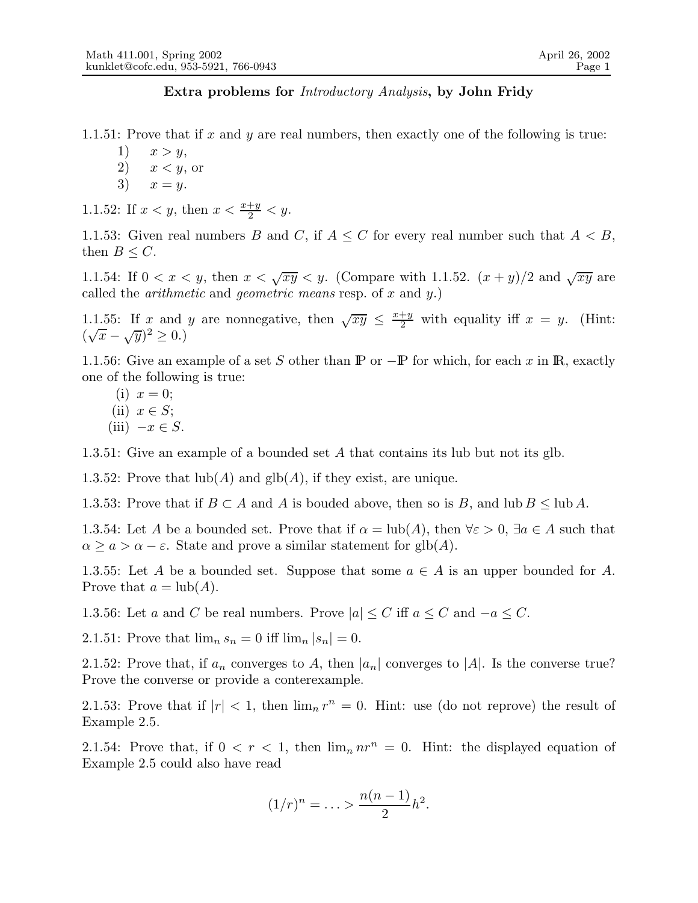**Extra problems for** ***Introductory Analysis*****, by John Fridy**

1.1.51: Prove that if $x$ and $y$ are real numbers, then exactly one of the following is true:

1) $x > y$,
2) $x < y$, or
3) $x = y$.

1.1.52: If $x < y$, then $x < \frac{x+y}{2} < y$.

1.1.53: Given real numbers $B$ and $C$, if $A \leq C$ for every real number such that $A < B$, then $B \leq C$.

1.1.54: If $0 < x < y$, then $x < \sqrt{xy} < y$. (Compare with 1.1.52. $(x + y)/2$ and $\sqrt{xy}$ are called the *arithmetic* and *geometric means* resp. of $x$ and $y$.)

1.1.55: If $x$ and $y$ are nonnegative, then $\sqrt{xy} \leq \frac{x+y}{2}$ with equality iff $x = y$. (Hint: $(\sqrt{x} - \sqrt{y})^2 \geq 0$.)

1.1.56: Give an example of a set $S$ other than $\mathbb{P}$ or $-\mathbb{P}$ for which, for each $x$ in $\mathbb{R}$, exactly one of the following is true:

(i) $x = 0$;
(ii) $x \in S$;
(iii) $-x \in S$.

1.3.51: Give an example of a bounded set $A$ that contains its lub but not its glb.

1.3.52: Prove that lub$(A)$ and glb$(A)$, if they exist, are unique.

1.3.53: Prove that if $B \subset A$ and $A$ is bouded above, then so is $B$, and $\text{lub}\, B \leq \text{lub}\, A$.

1.3.54: Let $A$ be a bounded set. Prove that if $\alpha = \text{lub}(A)$, then $\forall \varepsilon > 0$, $\exists a \in A$ such that $\alpha \geq a > \alpha - \varepsilon$. State and prove a similar statement for glb$(A)$.

1.3.55: Let $A$ be a bounded set. Suppose that some $a \in A$ is an upper bounded for $A$. Prove that $a = \text{lub}(A)$.

1.3.56: Let $a$ and $C$ be real numbers. Prove $|a| \leq C$ iff $a \leq C$ and $-a \leq C$.

2.1.51: Prove that $\lim_n s_n = 0$ iff $\lim_n |s_n| = 0$.

2.1.52: Prove that, if $a_n$ converges to $A$, then $|a_n|$ converges to $|A|$. Is the converse true? Prove the converse or provide a conterexample.

2.1.53: Prove that if $|r| < 1$, then $\lim_n r^n = 0$. Hint: use (do not reprove) the result of Example 2.5.

2.1.54: Prove that, if $0 < r < 1$, then $\lim_n nr^n = 0$. Hint: the displayed equation of Example 2.5 could also have read

$$(1/r)^n = \ldots > \frac{n(n-1)}{2}h^2.$$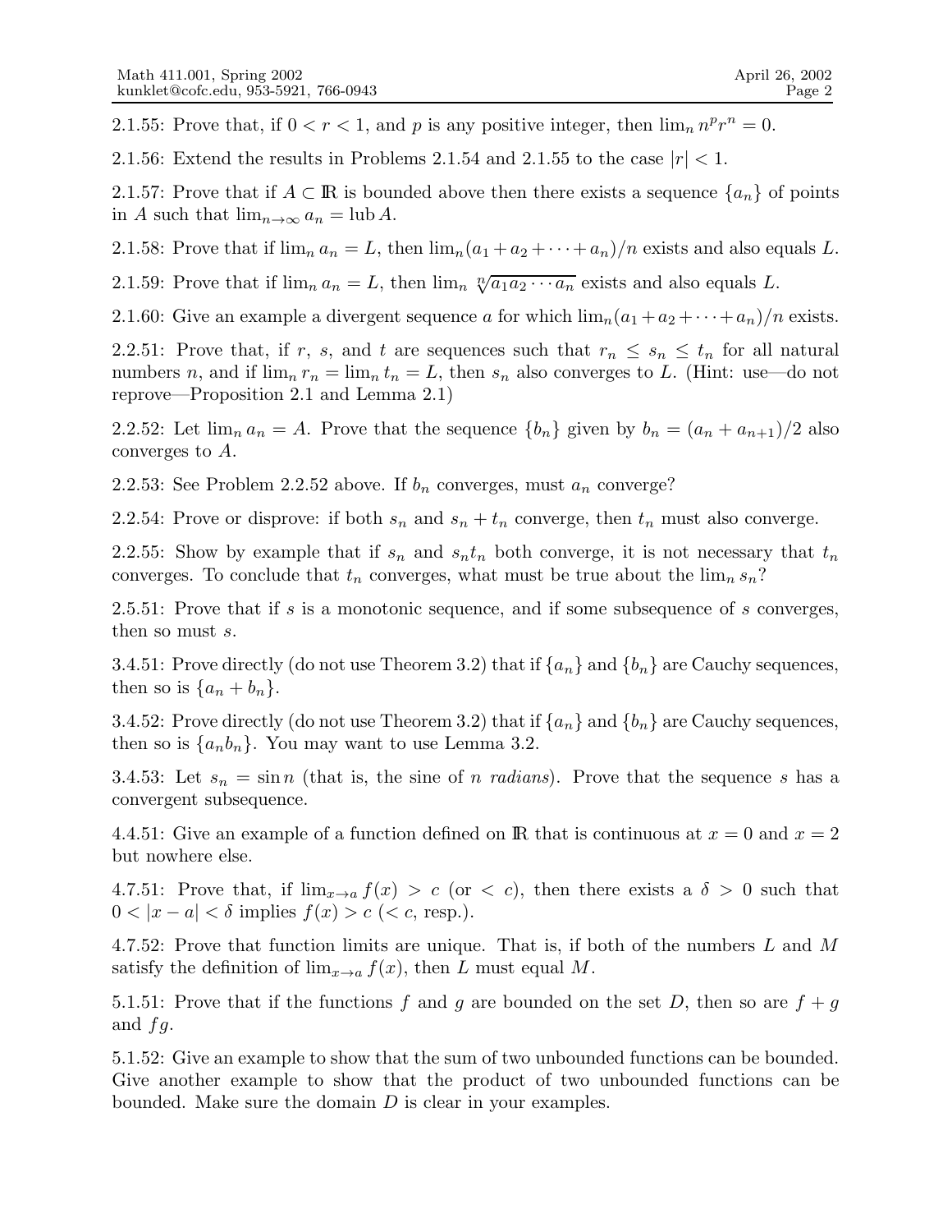2.1.55: Prove that, if $0 < r < 1$, and $p$ is any positive integer, then $\lim_n n^p r^n = 0$.

2.1.56: Extend the results in Problems 2.1.54 and 2.1.55 to the case $|r| < 1$.

2.1.57: Prove that if $A \subset \mathbb{R}$ is bounded above then there exists a sequence $\{a_n\}$ of points in $A$ such that $\lim_{n\to\infty} a_n = \operatorname{lub} A$.

2.1.58: Prove that if $\lim_n a_n = L$, then $\lim_n (a_1 + a_2 + \cdots + a_n)/n$ exists and also equals $L$.

2.1.59: Prove that if $\lim_n a_n = L$, then $\lim_n \sqrt[n]{a_1 a_2 \cdots a_n}$ exists and also equals $L$.

2.1.60: Give an example a divergent sequence $a$ for which $\lim_n (a_1 + a_2 + \cdots + a_n)/n$ exists.

2.2.51: Prove that, if $r$, $s$, and $t$ are sequences such that $r_n \leq s_n \leq t_n$ for all natural numbers $n$, and if $\lim_n r_n = \lim_n t_n = L$, then $s_n$ also converges to $L$. (Hint: use—do not reprove—Proposition 2.1 and Lemma 2.1)

2.2.52: Let $\lim_n a_n = A$. Prove that the sequence $\{b_n\}$ given by $b_n = (a_n + a_{n+1})/2$ also converges to $A$.

2.2.53: See Problem 2.2.52 above. If $b_n$ converges, must $a_n$ converge?

2.2.54: Prove or disprove: if both $s_n$ and $s_n + t_n$ converge, then $t_n$ must also converge.

2.2.55: Show by example that if $s_n$ and $s_n t_n$ both converge, it is not necessary that $t_n$ converges. To conclude that $t_n$ converges, what must be true about the $\lim_n s_n$?

2.5.51: Prove that if $s$ is a monotonic sequence, and if some subsequence of $s$ converges, then so must $s$.

3.4.51: Prove directly (do not use Theorem 3.2) that if $\{a_n\}$ and $\{b_n\}$ are Cauchy sequences, then so is $\{a_n + b_n\}$.

3.4.52: Prove directly (do not use Theorem 3.2) that if $\{a_n\}$ and $\{b_n\}$ are Cauchy sequences, then so is $\{a_n b_n\}$. You may want to use Lemma 3.2.

3.4.53: Let $s_n = \sin n$ (that is, the sine of $n$ *radians*). Prove that the sequence $s$ has a convergent subsequence.

4.4.51: Give an example of a function defined on $\mathbb{R}$ that is continuous at $x = 0$ and $x = 2$ but nowhere else.

4.7.51: Prove that, if $\lim_{x\to a} f(x) > c$ (or $< c$), then there exists a $\delta > 0$ such that $0 < |x - a| < \delta$ implies $f(x) > c$ ($< c$, resp.).

4.7.52: Prove that function limits are unique. That is, if both of the numbers $L$ and $M$ satisfy the definition of $\lim_{x\to a} f(x)$, then $L$ must equal $M$.

5.1.51: Prove that if the functions $f$ and $g$ are bounded on the set $D$, then so are $f + g$ and $fg$.

5.1.52: Give an example to show that the sum of two unbounded functions can be bounded. Give another example to show that the product of two unbounded functions can be bounded. Make sure the domain $D$ is clear in your examples.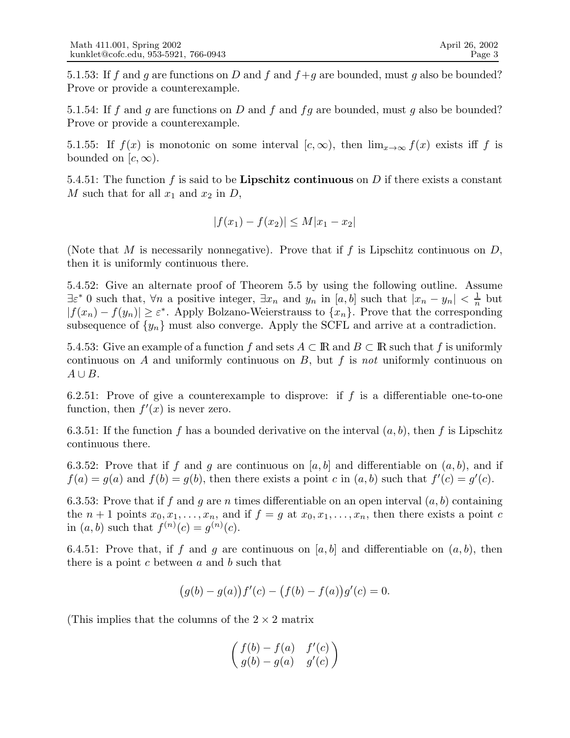5.1.53: If $f$ and $g$ are functions on $D$ and $f$ and $f+g$ are bounded, must $g$ also be bounded? Prove or provide a counterexample.

5.1.54: If $f$ and $g$ are functions on $D$ and $f$ and $fg$ are bounded, must $g$ also be bounded? Prove or provide a counterexample.

5.1.55: If $f(x)$ is monotonic on some interval $[c, \infty)$, then $\lim_{x\to\infty} f(x)$ exists iff $f$ is bounded on $[c, \infty)$.

5.4.51: The function $f$ is said to be **Lipschitz continuous** on $D$ if there exists a constant $M$ such that for all $x_1$ and $x_2$ in $D$,

$$|f(x_1) - f(x_2)| \leq M|x_1 - x_2|$$

(Note that $M$ is necessarily nonnegative). Prove that if $f$ is Lipschitz continuous on $D$, then it is uniformly continuous there.

5.4.52: Give an alternate proof of Theorem 5.5 by using the following outline. Assume $\exists \varepsilon^*$ 0 such that, $\forall n$ a positive integer, $\exists x_n$ and $y_n$ in $[a, b]$ such that $|x_n - y_n| < \frac{1}{n}$ but $|f(x_n) - f(y_n)| \geq \varepsilon^*$. Apply Bolzano-Weierstrauss to $\{x_n\}$. Prove that the corresponding subsequence of $\{y_n\}$ must also converge. Apply the SCFL and arrive at a contradiction.

5.4.53: Give an example of a function $f$ and sets $A \subset \mathbb{R}$ and $B \subset \mathbb{R}$ such that $f$ is uniformly continuous on $A$ and uniformly continuous on $B$, but $f$ is *not* uniformly continuous on $A \cup B$.

6.2.51: Prove of give a counterexample to disprove: if $f$ is a differentiable one-to-one function, then $f'(x)$ is never zero.

6.3.51: If the function $f$ has a bounded derivative on the interval $(a, b)$, then $f$ is Lipschitz continuous there.

6.3.52: Prove that if $f$ and $g$ are continuous on $[a, b]$ and differentiable on $(a, b)$, and if $f(a) = g(a)$ and $f(b) = g(b)$, then there exists a point $c$ in $(a, b)$ such that $f'(c) = g'(c)$.

6.3.53: Prove that if $f$ and $g$ are $n$ times differentiable on an open interval $(a, b)$ containing the $n + 1$ points $x_0, x_1, \ldots, x_n$, and if $f = g$ at $x_0, x_1, \ldots, x_n$, then there exists a point $c$ in $(a, b)$ such that $f^{(n)}(c) = g^{(n)}(c)$.

6.4.51: Prove that, if $f$ and $g$ are continuous on $[a, b]$ and differentiable on $(a, b)$, then there is a point $c$ between $a$ and $b$ such that

$$\big(g(b) - g(a)\big)f'(c) - \big(f(b) - f(a)\big)g'(c) = 0.$$

(This implies that the columns of the $2 \times 2$ matrix

$$\begin{pmatrix} f(b) - f(a) & f'(c) \\ g(b) - g(a) & g'(c) \end{pmatrix}$$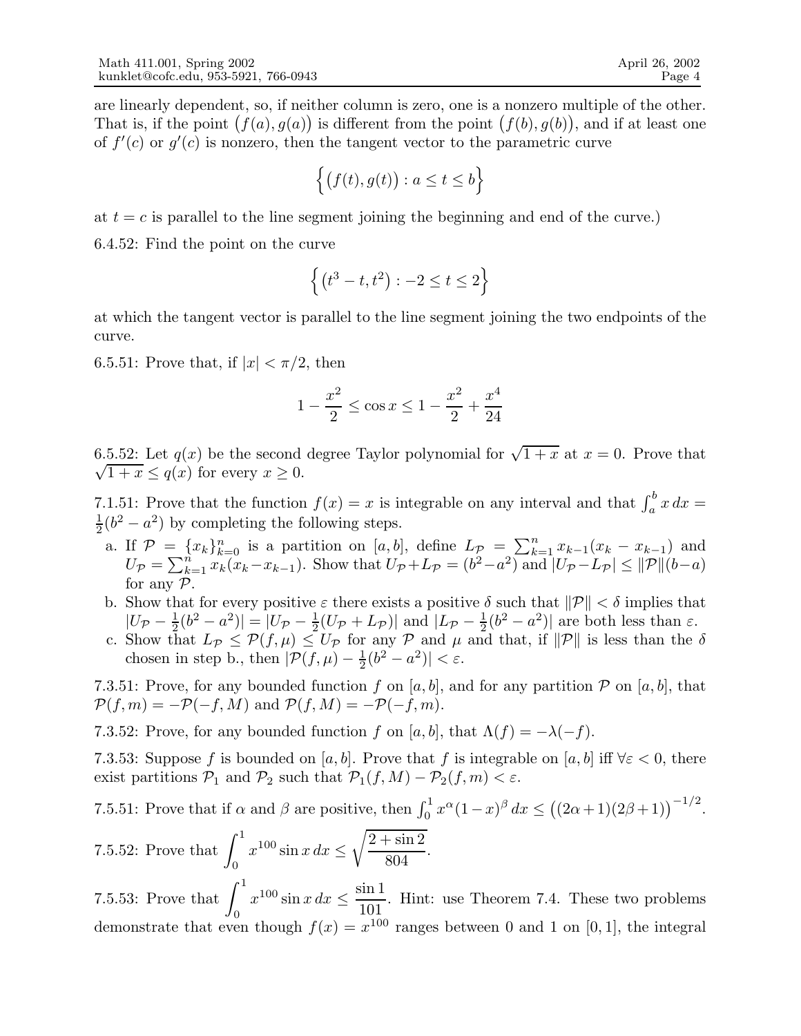are linearly dependent, so, if neither column is zero, one is a nonzero multiple of the other. That is, if the point $\big(f(a), g(a)\big)$ is different from the point $\big(f(b), g(b)\big)$, and if at least one of $f'(c)$ or $g'(c)$ is nonzero, then the tangent vector to the parametric curve

$$\Big\{\big(f(t), g(t)\big) : a \leq t \leq b\Big\}$$

at $t = c$ is parallel to the line segment joining the beginning and end of the curve.)

6.4.52: Find the point on the curve

$$\Big\{\big(t^3 - t, t^2\big) : -2 \leq t \leq 2\Big\}$$

at which the tangent vector is parallel to the line segment joining the two endpoints of the curve.

6.5.51: Prove that, if $|x| < \pi/2$, then

$$1 - \frac{x^2}{2} \leq \cos x \leq 1 - \frac{x^2}{2} + \frac{x^4}{24}$$

6.5.52: Let $q(x)$ be the second degree Taylor polynomial for $\sqrt{1+x}$ at $x = 0$. Prove that $\sqrt{1+x} \leq q(x)$ for every $x \geq 0$.

7.1.51: Prove that the function $f(x) = x$ is integrable on any interval and that $\int_a^b x\,dx = \frac{1}{2}(b^2 - a^2)$ by completing the following steps.

a. If $\mathcal{P} = \{x_k\}_{k=0}^n$ is a partition on $[a, b]$, define $L_{\mathcal{P}} = \sum_{k=1}^n x_{k-1}(x_k - x_{k-1})$ and $U_{\mathcal{P}} = \sum_{k=1}^n x_k(x_k - x_{k-1})$. Show that $U_{\mathcal{P}} + L_{\mathcal{P}} = (b^2 - a^2)$ and $|U_{\mathcal{P}} - L_{\mathcal{P}}| \leq \|\mathcal{P}\|(b-a)$ for any $\mathcal{P}$.

b. Show that for every positive $\varepsilon$ there exists a positive $\delta$ such that $\|\mathcal{P}\| < \delta$ implies that $|U_{\mathcal{P}} - \frac{1}{2}(b^2 - a^2)| = |U_{\mathcal{P}} - \frac{1}{2}(U_{\mathcal{P}} + L_{\mathcal{P}})|$ and $|L_{\mathcal{P}} - \frac{1}{2}(b^2 - a^2)|$ are both less than $\varepsilon$.

c. Show that $L_{\mathcal{P}} \leq \mathcal{P}(f, \mu) \leq U_{\mathcal{P}}$ for any $\mathcal{P}$ and $\mu$ and that, if $\|\mathcal{P}\|$ is less than the $\delta$ chosen in step b., then $|\mathcal{P}(f, \mu) - \frac{1}{2}(b^2 - a^2)| < \varepsilon$.

7.3.51: Prove, for any bounded function $f$ on $[a, b]$, and for any partition $\mathcal{P}$ on $[a, b]$, that $\mathcal{P}(f, m) = -\mathcal{P}(-f, M)$ and $\mathcal{P}(f, M) = -\mathcal{P}(-f, m)$.

7.3.52: Prove, for any bounded function $f$ on $[a, b]$, that $\Lambda(f) = -\lambda(-f)$.

7.3.53: Suppose $f$ is bounded on $[a, b]$. Prove that $f$ is integrable on $[a, b]$ iff $\forall \varepsilon < 0$, there exist partitions $\mathcal{P}_1$ and $\mathcal{P}_2$ such that $\mathcal{P}_1(f, M) - \mathcal{P}_2(f, m) < \varepsilon$.

7.5.51: Prove that if $\alpha$ and $\beta$ are positive, then $\int_0^1 x^\alpha (1-x)^\beta\,dx \leq \big((2\alpha+1)(2\beta+1)\big)^{-1/2}$.

7.5.52: Prove that $\displaystyle\int_0^1 x^{100} \sin x\,dx \leq \sqrt{\frac{2 + \sin 2}{804}}$.

7.5.53: Prove that $\displaystyle\int_0^1 x^{100} \sin x\,dx \leq \frac{\sin 1}{101}$. Hint: use Theorem 7.4. These two problems demonstrate that even though $f(x) = x^{100}$ ranges between 0 and 1 on $[0, 1]$, the integral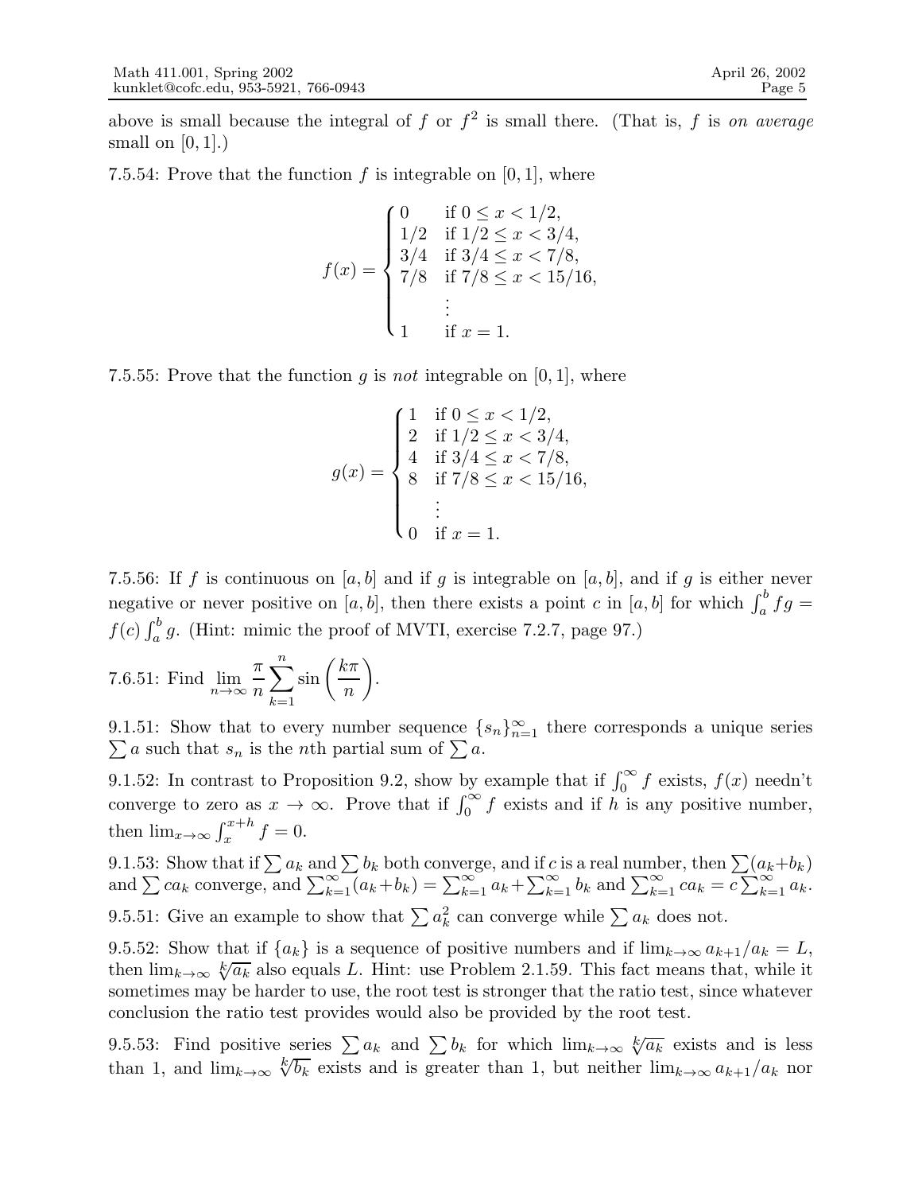above is small because the integral of $f$ or $f^2$ is small there. (That is, $f$ is *on average* small on $[0, 1]$.)

7.5.54: Prove that the function $f$ is integrable on $[0, 1]$, where

$$f(x) = \begin{cases} 0 & \text{if } 0 \le x < 1/2, \\ 1/2 & \text{if } 1/2 \le x < 3/4, \\ 3/4 & \text{if } 3/4 \le x < 7/8, \\ 7/8 & \text{if } 7/8 \le x < 15/16, \\ \quad \vdots & \\ 1 & \text{if } x = 1. \end{cases}$$

7.5.55: Prove that the function $g$ is *not* integrable on $[0, 1]$, where

$$g(x) = \begin{cases} 1 & \text{if } 0 \le x < 1/2, \\ 2 & \text{if } 1/2 \le x < 3/4, \\ 4 & \text{if } 3/4 \le x < 7/8, \\ 8 & \text{if } 7/8 \le x < 15/16, \\ \quad \vdots & \\ 0 & \text{if } x = 1. \end{cases}$$

7.5.56: If $f$ is continuous on $[a, b]$ and if $g$ is integrable on $[a, b]$, and if $g$ is either never negative or never positive on $[a, b]$, then there exists a point $c$ in $[a, b]$ for which $\int_a^b fg = f(c) \int_a^b g$. (Hint: mimic the proof of MVTI, exercise 7.2.7, page 97.)

7.6.51: Find $\displaystyle\lim_{n\to\infty} \frac{\pi}{n} \sum_{k=1}^{n} \sin\left(\frac{k\pi}{n}\right)$.

9.1.51: Show that to every number sequence $\{s_n\}_{n=1}^{\infty}$ there corresponds a unique series $\sum a$ such that $s_n$ is the $n$th partial sum of $\sum a$.

9.1.52: In contrast to Proposition 9.2, show by example that if $\int_0^\infty f$ exists, $f(x)$ needn't converge to zero as $x \to \infty$. Prove that if $\int_0^\infty f$ exists and if $h$ is any positive number, then $\lim_{x\to\infty} \int_x^{x+h} f = 0$.

9.1.53: Show that if $\sum a_k$ and $\sum b_k$ both converge, and if $c$ is a real number, then $\sum(a_k+b_k)$ and $\sum c a_k$ converge, and $\sum_{k=1}^{\infty}(a_k+b_k) = \sum_{k=1}^{\infty} a_k + \sum_{k=1}^{\infty} b_k$ and $\sum_{k=1}^{\infty} c a_k = c\sum_{k=1}^{\infty} a_k$.

9.5.51: Give an example to show that $\sum a_k^2$ can converge while $\sum a_k$ does not.

9.5.52: Show that if $\{a_k\}$ is a sequence of positive numbers and if $\lim_{k\to\infty} a_{k+1}/a_k = L$, then $\lim_{k\to\infty} \sqrt[k]{a_k}$ also equals $L$. Hint: use Problem 2.1.59. This fact means that, while it sometimes may be harder to use, the root test is stronger that the ratio test, since whatever conclusion the ratio test provides would also be provided by the root test.

9.5.53: Find positive series $\sum a_k$ and $\sum b_k$ for which $\lim_{k\to\infty} \sqrt[k]{a_k}$ exists and is less than 1, and $\lim_{k\to\infty} \sqrt[k]{b_k}$ exists and is greater than 1, but neither $\lim_{k\to\infty} a_{k+1}/a_k$ nor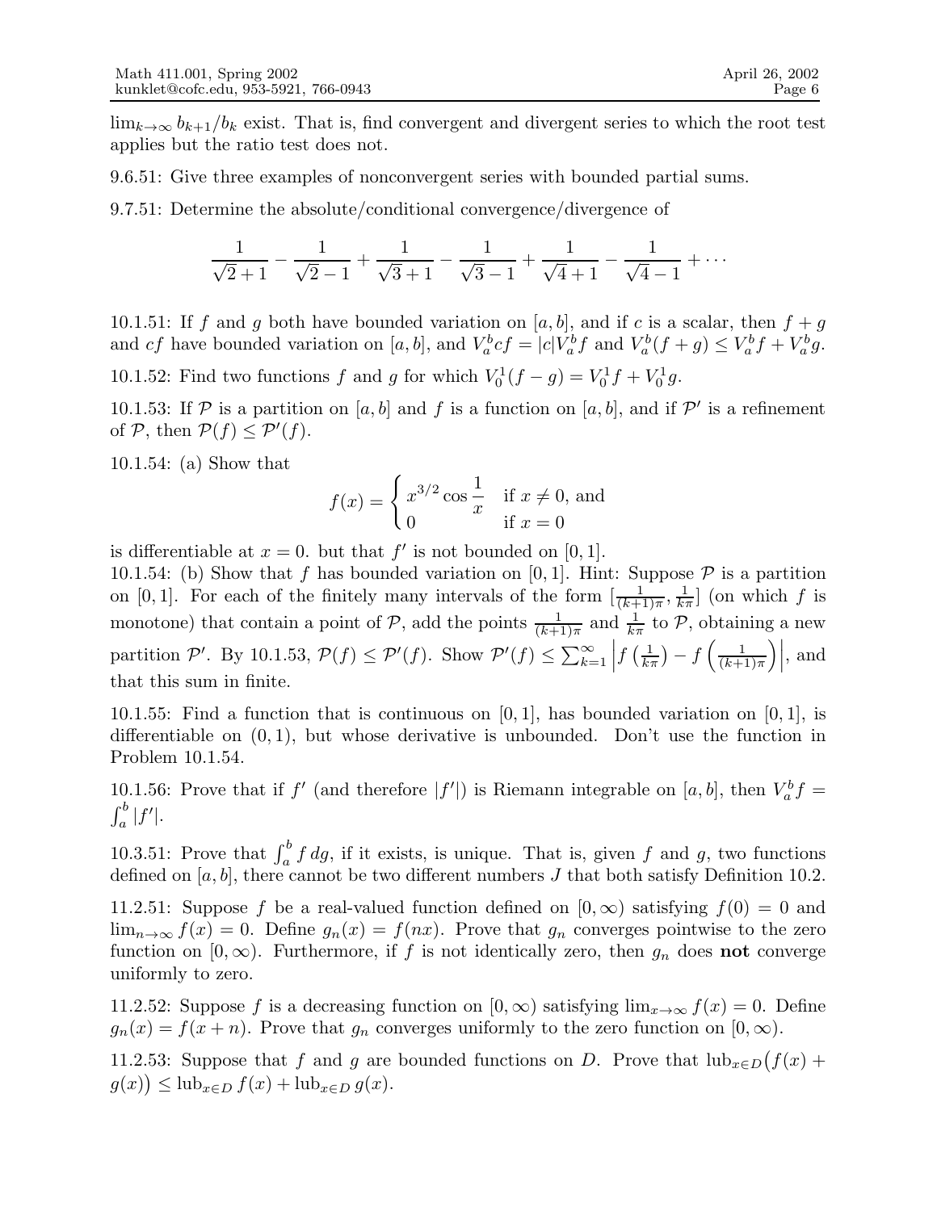$\lim_{k\to\infty} b_{k+1}/b_k$ exist. That is, find convergent and divergent series to which the root test applies but the ratio test does not.

9.6.51: Give three examples of nonconvergent series with bounded partial sums.

9.7.51: Determine the absolute/conditional convergence/divergence of

$$\frac{1}{\sqrt{2}+1} - \frac{1}{\sqrt{2}-1} + \frac{1}{\sqrt{3}+1} - \frac{1}{\sqrt{3}-1} + \frac{1}{\sqrt{4}+1} - \frac{1}{\sqrt{4}-1} + \cdots$$

10.1.51: If $f$ and $g$ both have bounded variation on $[a, b]$, and if $c$ is a scalar, then $f + g$ and $cf$ have bounded variation on $[a, b]$, and $V_a^b cf = |c| V_a^b f$ and $V_a^b (f + g) \leq V_a^b f + V_a^b g$.

10.1.52: Find two functions $f$ and $g$ for which $V_0^1 (f - g) = V_0^1 f + V_0^1 g$.

10.1.53: If $\mathcal{P}$ is a partition on $[a, b]$ and $f$ is a function on $[a, b]$, and if $\mathcal{P}'$ is a refinement of $\mathcal{P}$, then $\mathcal{P}(f) \leq \mathcal{P}'(f)$.

10.1.54: (a) Show that

$$f(x) = \begin{cases} x^{3/2} \cos \dfrac{1}{x} & \text{if } x \neq 0, \text{ and} \\ 0 & \text{if } x = 0 \end{cases}$$

is differentiable at $x = 0$. but that $f'$ is not bounded on $[0, 1]$.

10.1.54: (b) Show that $f$ has bounded variation on $[0, 1]$. Hint: Suppose $\mathcal{P}$ is a partition on $[0, 1]$. For each of the finitely many intervals of the form $[\frac{1}{(k+1)\pi}, \frac{1}{k\pi}]$ (on which $f$ is monotone) that contain a point of $\mathcal{P}$, add the points $\frac{1}{(k+1)\pi}$ and $\frac{1}{k\pi}$ to $\mathcal{P}$, obtaining a new partition $\mathcal{P}'$. By 10.1.53, $\mathcal{P}(f) \leq \mathcal{P}'(f)$. Show $\mathcal{P}'(f) \leq \sum_{k=1}^{\infty} \left| f\left(\frac{1}{k\pi}\right) - f\left(\frac{1}{(k+1)\pi}\right) \right|$, and that this sum in finite.

10.1.55: Find a function that is continuous on $[0, 1]$, has bounded variation on $[0, 1]$, is differentiable on $(0, 1)$, but whose derivative is unbounded. Don't use the function in Problem 10.1.54.

10.1.56: Prove that if $f'$ (and therefore $|f'|$) is Riemann integrable on $[a, b]$, then $V_a^b f = \int_a^b |f'|$.

10.3.51: Prove that $\int_a^b f \, dg$, if it exists, is unique. That is, given $f$ and $g$, two functions defined on $[a, b]$, there cannot be two different numbers $J$ that both satisfy Definition 10.2.

11.2.51: Suppose $f$ be a real-valued function defined on $[0, \infty)$ satisfying $f(0) = 0$ and $\lim_{n\to\infty} f(x) = 0$. Define $g_n(x) = f(nx)$. Prove that $g_n$ converges pointwise to the zero function on $[0, \infty)$. Furthermore, if $f$ is not identically zero, then $g_n$ does **not** converge uniformly to zero.

11.2.52: Suppose $f$ is a decreasing function on $[0, \infty)$ satisfying $\lim_{x\to\infty} f(x) = 0$. Define $g_n(x) = f(x + n)$. Prove that $g_n$ converges uniformly to the zero function on $[0, \infty)$.

11.2.53: Suppose that $f$ and $g$ are bounded functions on $D$. Prove that $\text{lub}_{x\in D}\big(f(x) + g(x)\big) \leq \text{lub}_{x\in D} f(x) + \text{lub}_{x\in D} g(x)$.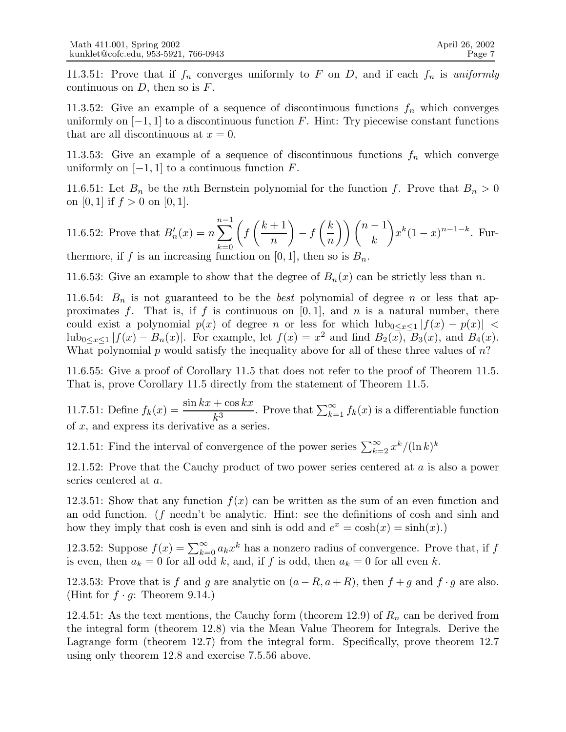11.3.51: Prove that if $f_n$ converges uniformly to $F$ on $D$, and if each $f_n$ is *uniformly* continuous on $D$, then so is $F$.

11.3.52: Give an example of a sequence of discontinuous functions $f_n$ which converges uniformly on $[-1, 1]$ to a discontinuous function $F$. Hint: Try piecewise constant functions that are all discontinuous at $x = 0$.

11.3.53: Give an example of a sequence of discontinuous functions $f_n$ which converge uniformly on $[-1, 1]$ to a continuous function $F$.

11.6.51: Let $B_n$ be the $n$th Bernstein polynomial for the function $f$. Prove that $B_n > 0$ on $[0, 1]$ if $f > 0$ on $[0, 1]$.

11.6.52: Prove that $B_n'(x) = n \sum_{k=0}^{n-1} \left( f\left(\frac{k+1}{n}\right) - f\left(\frac{k}{n}\right) \right) \binom{n-1}{k} x^k (1-x)^{n-1-k}$. Furthermore, if $f$ is an increasing function on $[0, 1]$, then so is $B_n$.

11.6.53: Give an example to show that the degree of $B_n(x)$ can be strictly less than $n$.

11.6.54: $B_n$ is not guaranteed to be the *best* polynomial of degree $n$ or less that approximates $f$. That is, if $f$ is continuous on $[0, 1]$, and $n$ is a natural number, there could exist a polynomial $p(x)$ of degree $n$ or less for which $\text{lub}_{0 \le x \le 1} |f(x) - p(x)| < \text{lub}_{0 \le x \le 1} |f(x) - B_n(x)|$. For example, let $f(x) = x^2$ and find $B_2(x)$, $B_3(x)$, and $B_4(x)$. What polynomial $p$ would satisfy the inequality above for all of these three values of $n$?

11.6.55: Give a proof of Corollary 11.5 that does not refer to the proof of Theorem 11.5. That is, prove Corollary 11.5 directly from the statement of Theorem 11.5.

11.7.51: Define $f_k(x) = \dfrac{\sin kx + \cos kx}{k^3}$. Prove that $\sum_{k=1}^{\infty} f_k(x)$ is a differentiable function of $x$, and express its derivative as a series.

12.1.51: Find the interval of convergence of the power series $\sum_{k=2}^{\infty} x^k / (\ln k)^k$

12.1.52: Prove that the Cauchy product of two power series centered at $a$ is also a power series centered at $a$.

12.3.51: Show that any function $f(x)$ can be written as the sum of an even function and an odd function. ($f$ needn't be analytic. Hint: see the definitions of cosh and sinh and how they imply that cosh is even and sinh is odd and $e^x = \cosh(x) = \sinh(x)$.)

12.3.52: Suppose $f(x) = \sum_{k=0}^{\infty} a_k x^k$ has a nonzero radius of convergence. Prove that, if $f$ is even, then $a_k = 0$ for all odd $k$, and, if $f$ is odd, then $a_k = 0$ for all even $k$.

12.3.53: Prove that is $f$ and $g$ are analytic on $(a - R, a + R)$, then $f + g$ and $f \cdot g$ are also. (Hint for $f \cdot g$: Theorem 9.14.)

12.4.51: As the text mentions, the Cauchy form (theorem 12.9) of $R_n$ can be derived from the integral form (theorem 12.8) via the Mean Value Theorem for Integrals. Derive the Lagrange form (theorem 12.7) from the integral form. Specifically, prove theorem 12.7 using only theorem 12.8 and exercise 7.5.56 above.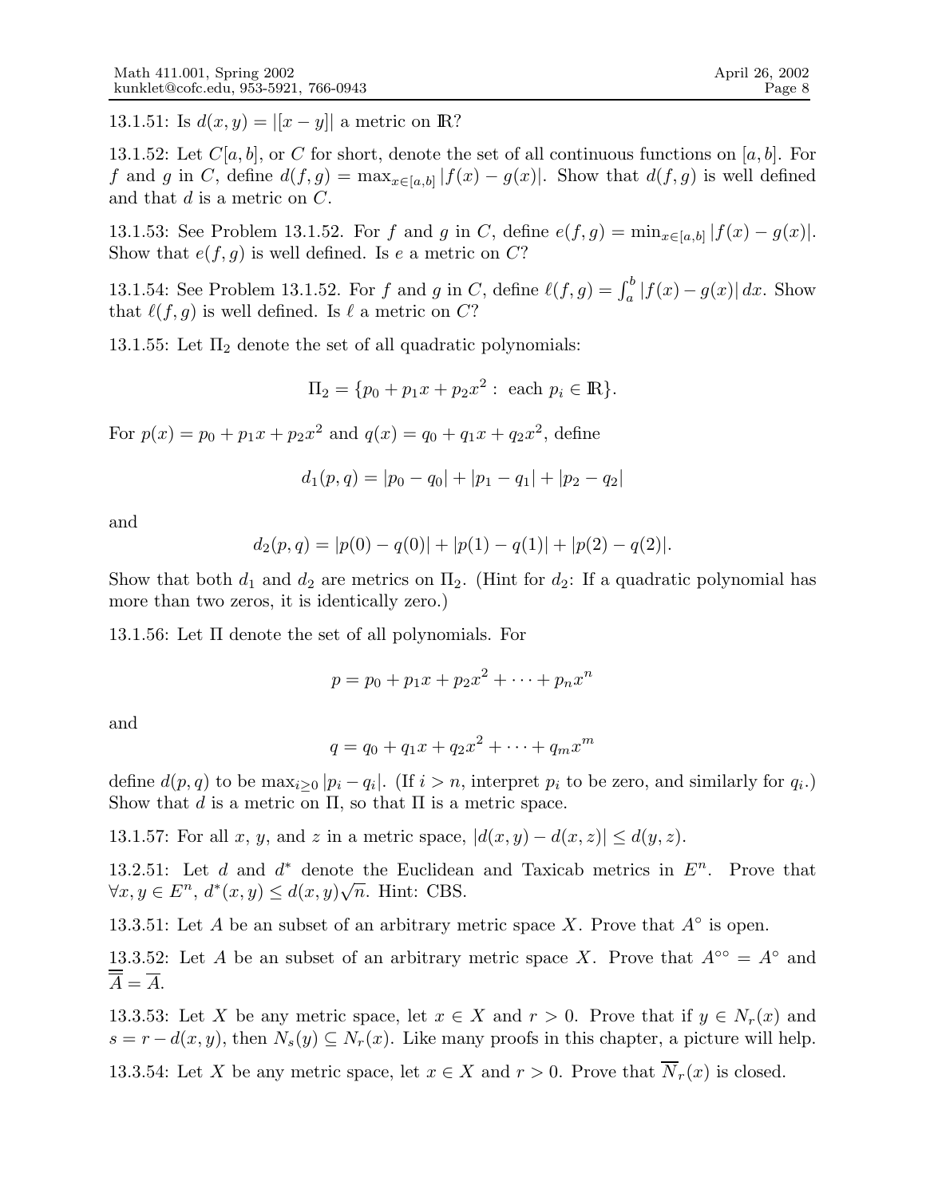13.1.51: Is $d(x, y) = |[x - y]|$ a metric on $\mathbb{R}$?

13.1.52: Let $C[a, b]$, or $C$ for short, denote the set of all continuous functions on $[a, b]$. For $f$ and $g$ in $C$, define $d(f, g) = \max_{x \in [a,b]} |f(x) - g(x)|$. Show that $d(f, g)$ is well defined and that $d$ is a metric on $C$.

13.1.53: See Problem 13.1.52. For $f$ and $g$ in $C$, define $e(f, g) = \min_{x \in [a,b]} |f(x) - g(x)|$. Show that $e(f, g)$ is well defined. Is $e$ a metric on $C$?

13.1.54: See Problem 13.1.52. For $f$ and $g$ in $C$, define $\ell(f, g) = \int_a^b |f(x) - g(x)|\, dx$. Show that $\ell(f, g)$ is well defined. Is $\ell$ a metric on $C$?

13.1.55: Let $\Pi_2$ denote the set of all quadratic polynomials:

$$\Pi_2 = \{p_0 + p_1 x + p_2 x^2 : \text{ each } p_i \in \mathbb{R}\}.$$

For $p(x) = p_0 + p_1 x + p_2 x^2$ and $q(x) = q_0 + q_1 x + q_2 x^2$, define

$$d_1(p, q) = |p_0 - q_0| + |p_1 - q_1| + |p_2 - q_2|$$

and

$$d_2(p, q) = |p(0) - q(0)| + |p(1) - q(1)| + |p(2) - q(2)|.$$

Show that both $d_1$ and $d_2$ are metrics on $\Pi_2$. (Hint for $d_2$: If a quadratic polynomial has more than two zeros, it is identically zero.)

13.1.56: Let $\Pi$ denote the set of all polynomials. For

$$p = p_0 + p_1 x + p_2 x^2 + \cdots + p_n x^n$$

and

$$q = q_0 + q_1 x + q_2 x^2 + \cdots + q_m x^m$$

define $d(p, q)$ to be $\max_{i \geq 0} |p_i - q_i|$. (If $i > n$, interpret $p_i$ to be zero, and similarly for $q_i$.) Show that $d$ is a metric on $\Pi$, so that $\Pi$ is a metric space.

13.1.57: For all $x$, $y$, and $z$ in a metric space, $|d(x, y) - d(x, z)| \leq d(y, z)$.

13.2.51: Let $d$ and $d^*$ denote the Euclidean and Taxicab metrics in $E^n$. Prove that $\forall x, y \in E^n$, $d^*(x, y) \leq d(x, y)\sqrt{n}$. Hint: CBS.

13.3.51: Let $A$ be an subset of an arbitrary metric space $X$. Prove that $A^\circ$ is open.

13.3.52: Let $A$ be an subset of an arbitrary metric space $X$. Prove that $A^{\circ\circ} = A^\circ$ and $\overline{\overline{A}} = \overline{A}$.

13.3.53: Let $X$ be any metric space, let $x \in X$ and $r > 0$. Prove that if $y \in N_r(x)$ and $s = r - d(x, y)$, then $N_s(y) \subseteq N_r(x)$. Like many proofs in this chapter, a picture will help.

13.3.54: Let $X$ be any metric space, let $x \in X$ and $r > 0$. Prove that $\overline{N}_r(x)$ is closed.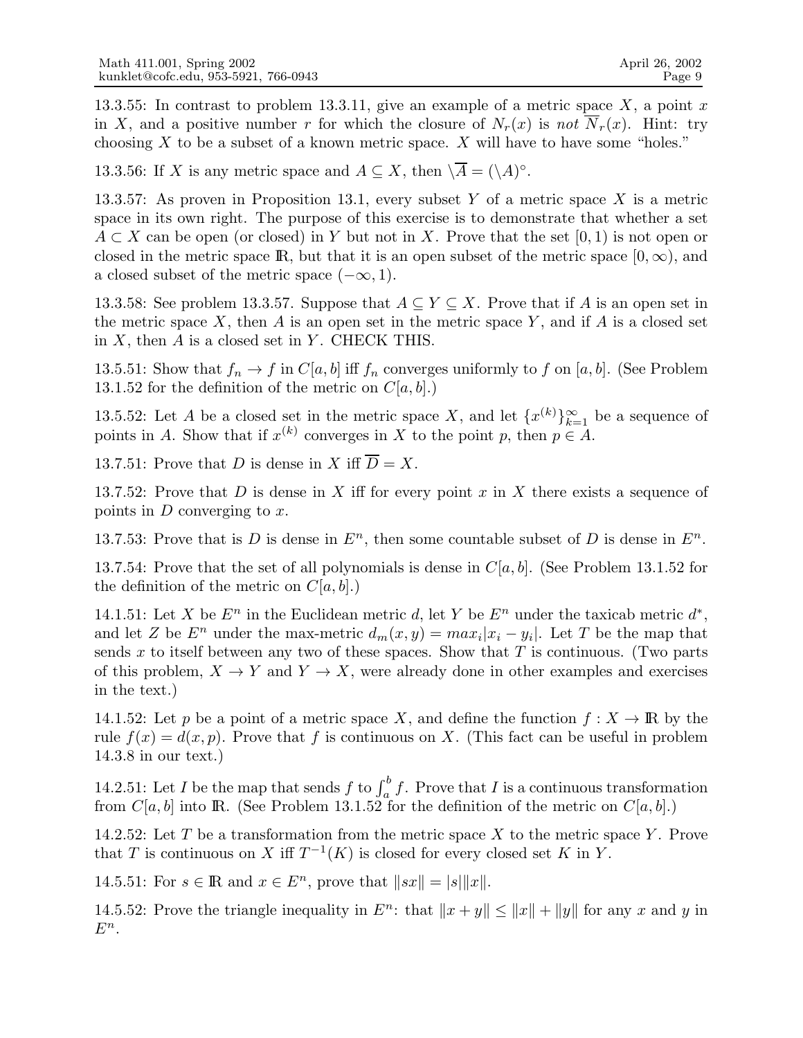13.3.55: In contrast to problem 13.3.11, give an example of a metric space $X$, a point $x$ in $X$, and a positive number $r$ for which the closure of $N_r(x)$ is *not* $\overline{N}_r(x)$. Hint: try choosing $X$ to be a subset of a known metric space. $X$ will have to have some "holes."

13.3.56: If $X$ is any metric space and $A \subseteq X$, then $\setminus\overline{A} = (\setminus A)^\circ$.

13.3.57: As proven in Proposition 13.1, every subset $Y$ of a metric space $X$ is a metric space in its own right. The purpose of this exercise is to demonstrate that whether a set $A \subset X$ can be open (or closed) in $Y$ but not in $X$. Prove that the set $[0, 1)$ is not open or closed in the metric space $\mathbb{R}$, but that it is an open subset of the metric space $[0, \infty)$, and a closed subset of the metric space $(-\infty, 1)$.

13.3.58: See problem 13.3.57. Suppose that $A \subseteq Y \subseteq X$. Prove that if $A$ is an open set in the metric space $X$, then $A$ is an open set in the metric space $Y$, and if $A$ is a closed set in $X$, then $A$ is a closed set in $Y$. CHECK THIS.

13.5.51: Show that $f_n \to f$ in $C[a, b]$ iff $f_n$ converges uniformly to $f$ on $[a, b]$. (See Problem 13.1.52 for the definition of the metric on $C[a, b]$.)

13.5.52: Let $A$ be a closed set in the metric space $X$, and let $\{x^{(k)}\}_{k=1}^{\infty}$ be a sequence of points in $A$. Show that if $x^{(k)}$ converges in $X$ to the point $p$, then $p \in A$.

13.7.51: Prove that $D$ is dense in $X$ iff $\overline{D} = X$.

13.7.52: Prove that $D$ is dense in $X$ iff for every point $x$ in $X$ there exists a sequence of points in $D$ converging to $x$.

13.7.53: Prove that is $D$ is dense in $E^n$, then some countable subset of $D$ is dense in $E^n$.

13.7.54: Prove that the set of all polynomials is dense in $C[a, b]$. (See Problem 13.1.52 for the definition of the metric on $C[a, b]$.)

14.1.51: Let $X$ be $E^n$ in the Euclidean metric $d$, let $Y$ be $E^n$ under the taxicab metric $d^*$, and let $Z$ be $E^n$ under the max-metric $d_m(x, y) = max_i|x_i - y_i|$. Let $T$ be the map that sends $x$ to itself between any two of these spaces. Show that $T$ is continuous. (Two parts of this problem, $X \to Y$ and $Y \to X$, were already done in other examples and exercises in the text.)

14.1.52: Let $p$ be a point of a metric space $X$, and define the function $f : X \to \mathbb{R}$ by the rule $f(x) = d(x, p)$. Prove that $f$ is continuous on $X$. (This fact can be useful in problem 14.3.8 in our text.)

14.2.51: Let $I$ be the map that sends $f$ to $\int_a^b f$. Prove that $I$ is a continuous transformation from $C[a, b]$ into $\mathbb{R}$. (See Problem 13.1.52 for the definition of the metric on $C[a, b]$.)

14.2.52: Let $T$ be a transformation from the metric space $X$ to the metric space $Y$. Prove that $T$ is continuous on $X$ iff $T^{-1}(K)$ is closed for every closed set $K$ in $Y$.

14.5.51: For $s \in \mathbb{R}$ and $x \in E^n$, prove that $\|sx\| = |s|\|x\|$.

14.5.52: Prove the triangle inequality in $E^n$: that $\|x + y\| \leq \|x\| + \|y\|$ for any $x$ and $y$ in $E^n$.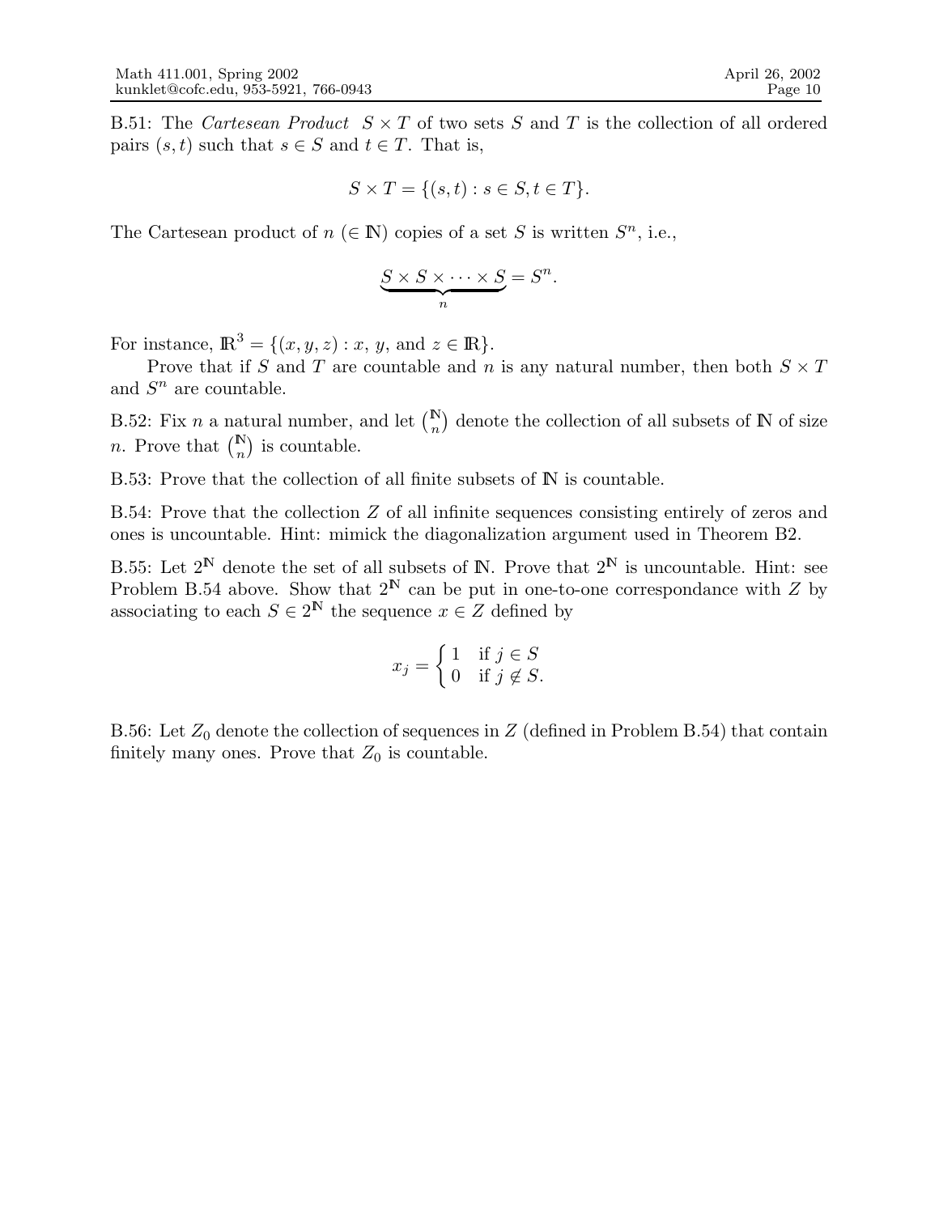B.51: The *Cartesean Product* $S \times T$ of two sets $S$ and $T$ is the collection of all ordered pairs $(s, t)$ such that $s \in S$ and $t \in T$. That is,

$$S \times T = \{(s, t) : s \in S, t \in T\}.$$

The Cartesean product of $n$ ($\in \mathbb{N}$) copies of a set $S$ is written $S^n$, i.e.,

$$\underbrace{S \times S \times \cdots \times S}_{n} = S^n.$$

For instance, $\mathbb{R}^3 = \{(x, y, z) : x, y, \text{ and } z \in \mathbb{R}\}$.

Prove that if $S$ and $T$ are countable and $n$ is any natural number, then both $S \times T$ and $S^n$ are countable.

B.52: Fix $n$ a natural number, and let $\binom{\mathbb{N}}{n}$ denote the collection of all subsets of $\mathbb{N}$ of size $n$. Prove that $\binom{\mathbb{N}}{n}$ is countable.

B.53: Prove that the collection of all finite subsets of $\mathbb{N}$ is countable.

B.54: Prove that the collection $Z$ of all infinite sequences consisting entirely of zeros and ones is uncountable. Hint: mimick the diagonalization argument used in Theorem B2.

B.55: Let $2^{\mathbb{N}}$ denote the set of all subsets of $\mathbb{N}$. Prove that $2^{\mathbb{N}}$ is uncountable. Hint: see Problem B.54 above. Show that $2^{\mathbb{N}}$ can be put in one-to-one correspondance with $Z$ by associating to each $S \in 2^{\mathbb{N}}$ the sequence $x \in Z$ defined by

$$x_j = \begin{cases} 1 & \text{if } j \in S \\ 0 & \text{if } j \notin S. \end{cases}$$

B.56: Let $Z_0$ denote the collection of sequences in $Z$ (defined in Problem B.54) that contain finitely many ones. Prove that $Z_0$ is countable.